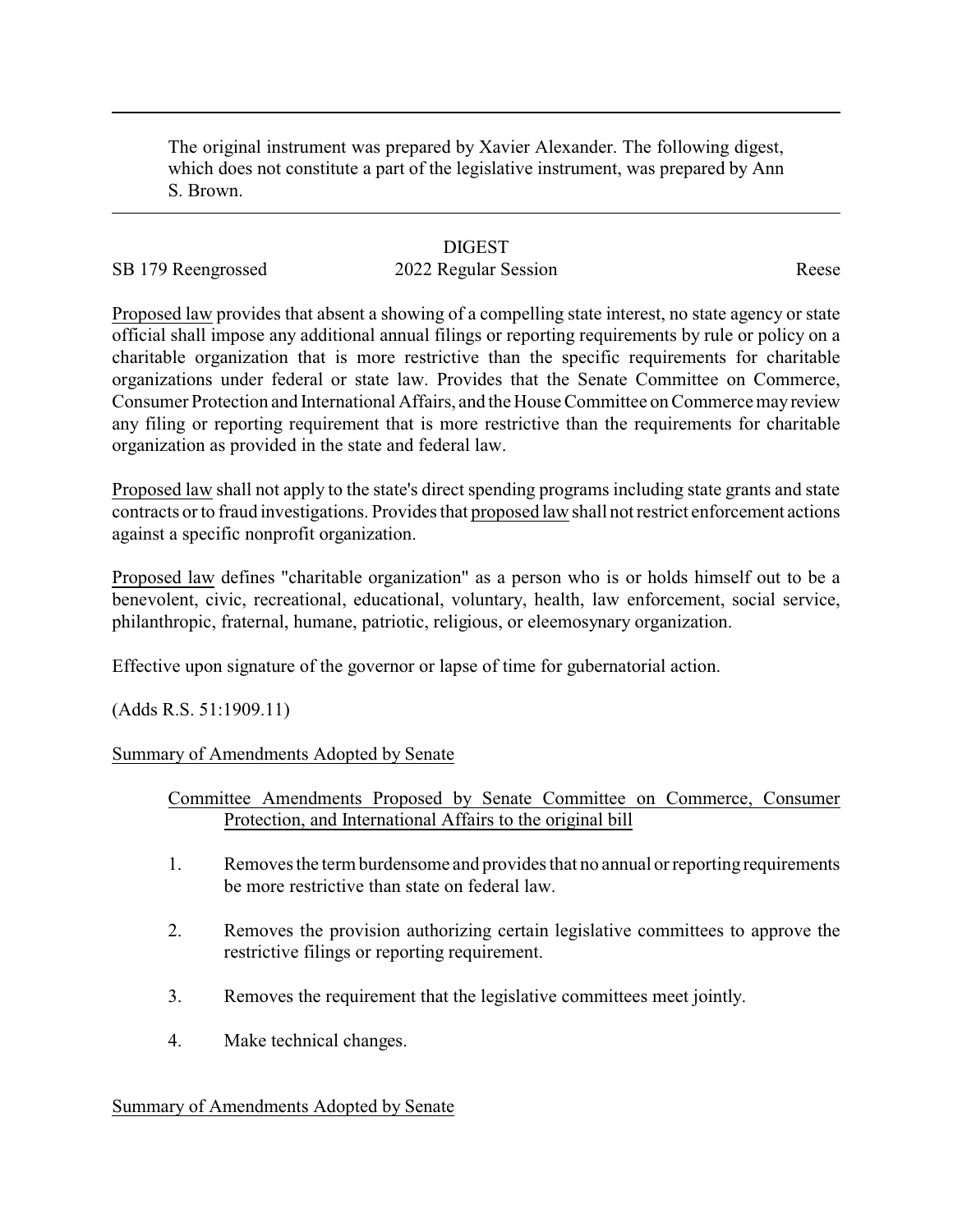The original instrument was prepared by Xavier Alexander. The following digest, which does not constitute a part of the legislative instrument, was prepared by Ann S. Brown.

DIGEST

SB 179 Reengrossed 2022 Regular Session Reese

Proposed law provides that absent a showing of a compelling state interest, no state agency or state official shall impose any additional annual filings or reporting requirements by rule or policy on a charitable organization that is more restrictive than the specific requirements for charitable organizations under federal or state law. Provides that the Senate Committee on Commerce, Consumer Protection and International Affairs, and the House Committee on Commerce may review any filing or reporting requirement that is more restrictive than the requirements for charitable organization as provided in the state and federal law.

Proposed law shall not apply to the state's direct spending programs including state grants and state contracts or to fraud investigations. Provides that proposed law shall not restrict enforcement actions against a specific nonprofit organization.

Proposed law defines "charitable organization" as a person who is or holds himself out to be a benevolent, civic, recreational, educational, voluntary, health, law enforcement, social service, philanthropic, fraternal, humane, patriotic, religious, or eleemosynary organization.

Effective upon signature of the governor or lapse of time for gubernatorial action.

(Adds R.S. 51:1909.11)

Summary of Amendments Adopted by Senate

Committee Amendments Proposed by Senate Committee on Commerce, Consumer Protection, and International Affairs to the original bill

1. Removes the term burdensome and provides that no annual or reporting requirements be more restrictive than state on federal law.

2. Removes the provision authorizing certain legislative committees to approve the restrictive filings or reporting requirement.

3. Removes the requirement that the legislative committees meet jointly.

4. Make technical changes.

Summary of Amendments Adopted by Senate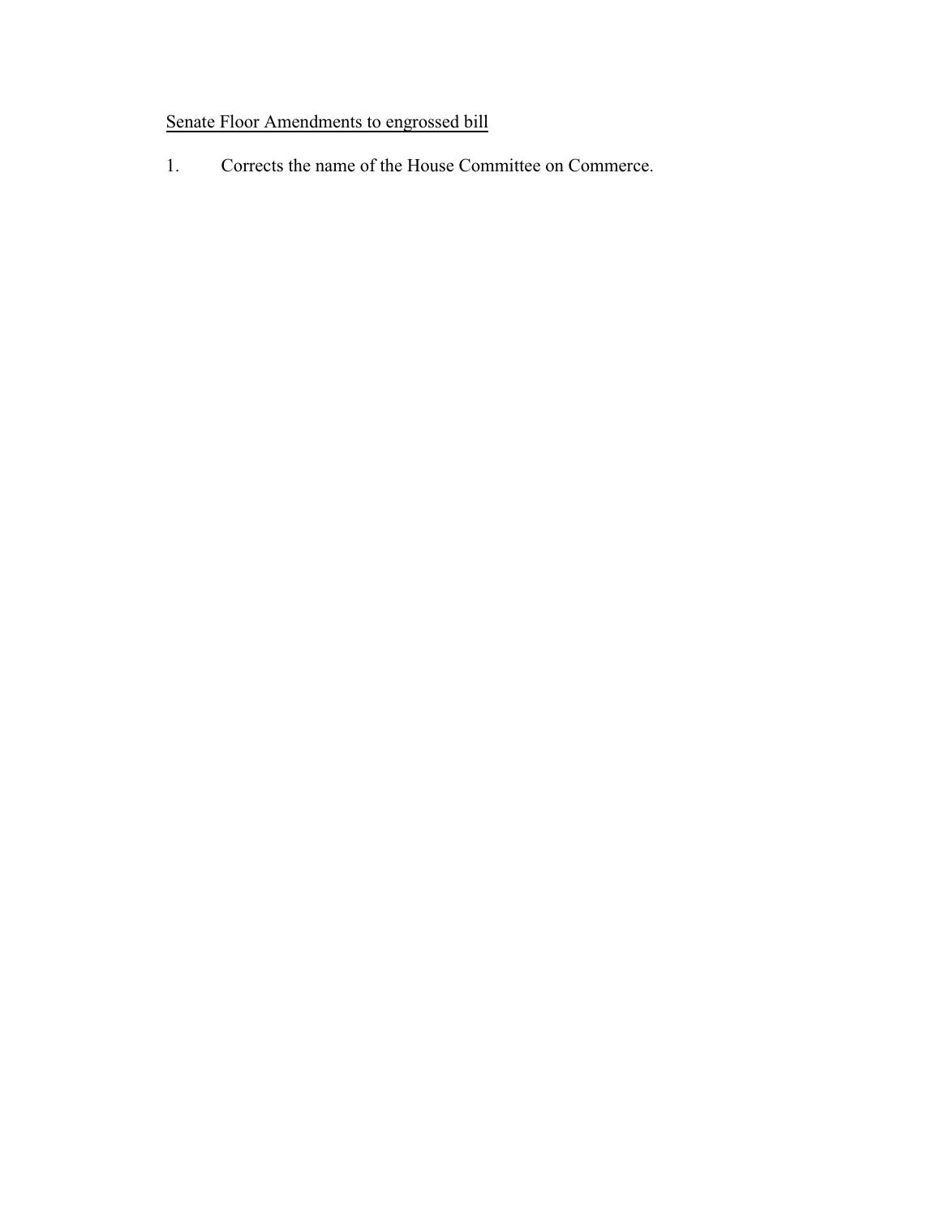<u>Senate Floor Amendments to engrossed bill</u>

1. Corrects the name of the House Committee on Commerce.